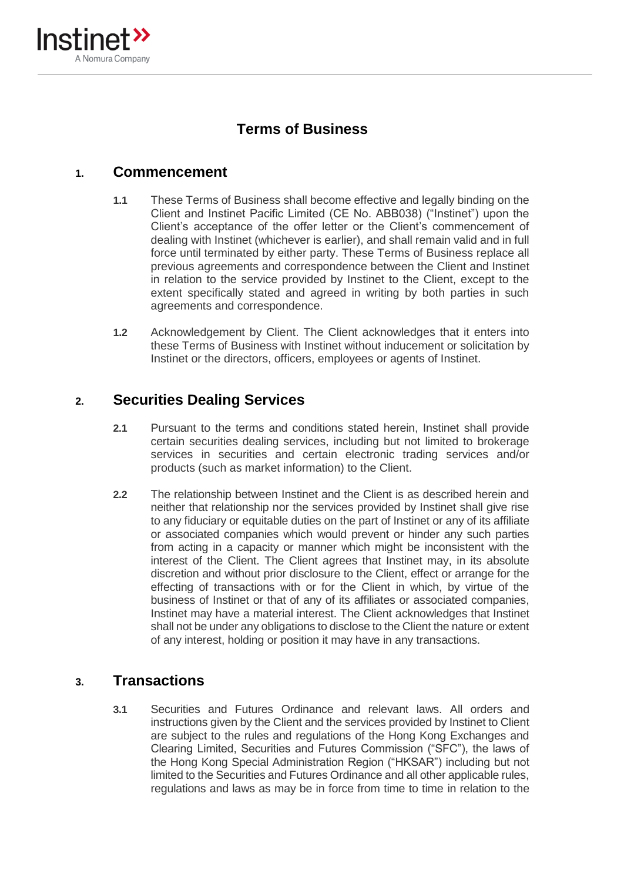# Terms of Business

## 1. Commencement

**1.1** These Terms of Business shall become effective and legally binding on the Client and Instinet Pacific Limited (CE No. ABB038) ("Instinet") upon the Client's acceptance of the offer letter or the Client's commencement of dealing with Instinet (whichever is earlier), and shall remain valid and in full force until terminated by either party. These Terms of Business replace all previous agreements and correspondence between the Client and Instinet in relation to the service provided by Instinet to the Client, except to the extent specifically stated and agreed in writing by both parties in such agreements and correspondence.

**1.2** Acknowledgement by Client. The Client acknowledges that it enters into these Terms of Business with Instinet without inducement or solicitation by Instinet or the directors, officers, employees or agents of Instinet.

## 2. Securities Dealing Services

**2.1** Pursuant to the terms and conditions stated herein, Instinet shall provide certain securities dealing services, including but not limited to brokerage services in securities and certain electronic trading services and/or products (such as market information) to the Client.

**2.2** The relationship between Instinet and the Client is as described herein and neither that relationship nor the services provided by Instinet shall give rise to any fiduciary or equitable duties on the part of Instinet or any of its affiliate or associated companies which would prevent or hinder any such parties from acting in a capacity or manner which might be inconsistent with the interest of the Client. The Client agrees that Instinet may, in its absolute discretion and without prior disclosure to the Client, effect or arrange for the effecting of transactions with or for the Client in which, by virtue of the business of Instinet or that of any of its affiliates or associated companies, Instinet may have a material interest. The Client acknowledges that Instinet shall not be under any obligations to disclose to the Client the nature or extent of any interest, holding or position it may have in any transactions.

## 3. Transactions

**3.1** Securities and Futures Ordinance and relevant laws. All orders and instructions given by the Client and the services provided by Instinet to Client are subject to the rules and regulations of the Hong Kong Exchanges and Clearing Limited, Securities and Futures Commission ("SFC"), the laws of the Hong Kong Special Administration Region ("HKSAR") including but not limited to the Securities and Futures Ordinance and all other applicable rules, regulations and laws as may be in force from time to time in relation to the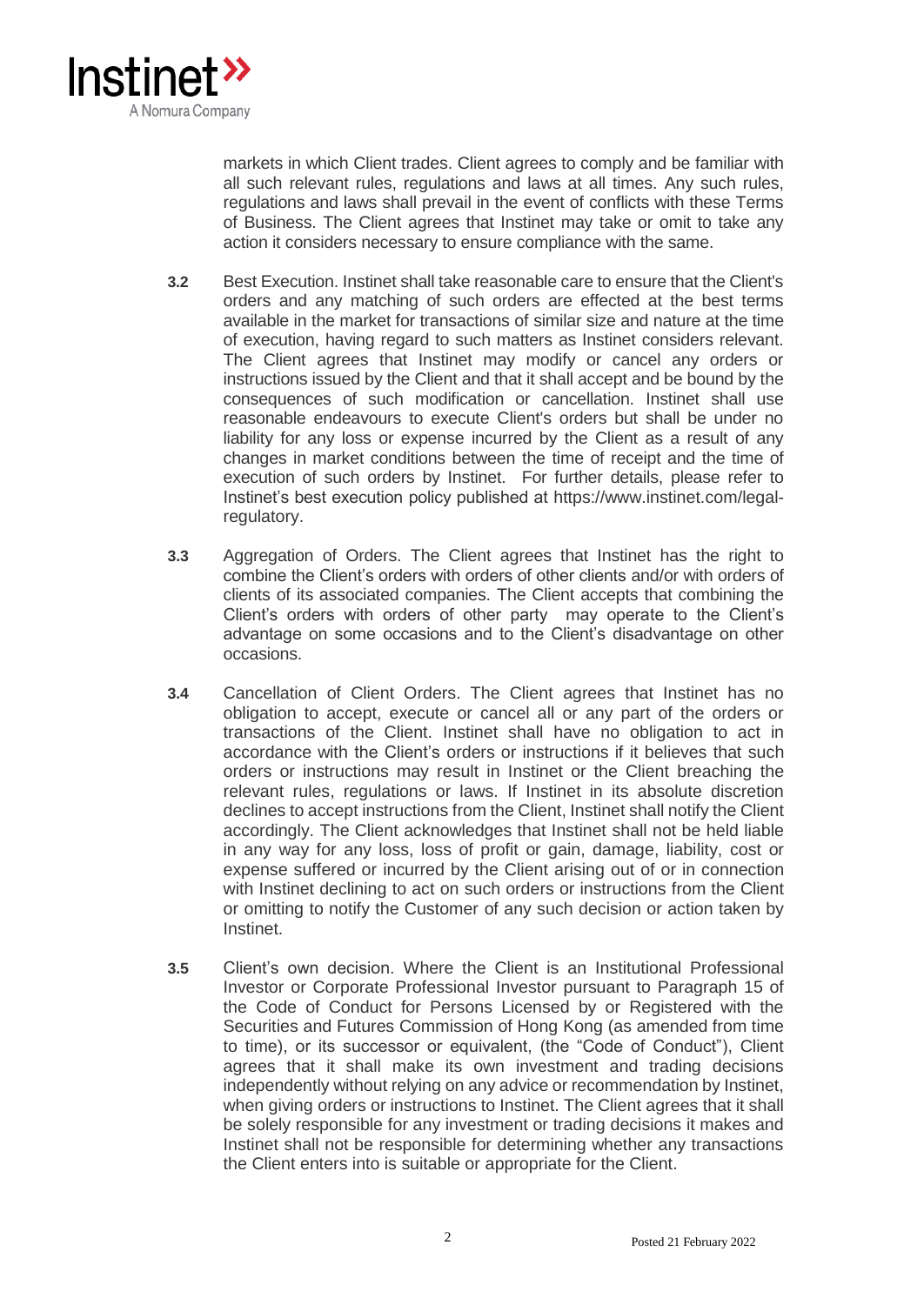markets in which Client trades. Client agrees to comply and be familiar with all such relevant rules, regulations and laws at all times. Any such rules, regulations and laws shall prevail in the event of conflicts with these Terms of Business. The Client agrees that Instinet may take or omit to take any action it considers necessary to ensure compliance with the same.

**3.2** Best Execution. Instinet shall take reasonable care to ensure that the Client's orders and any matching of such orders are effected at the best terms available in the market for transactions of similar size and nature at the time of execution, having regard to such matters as Instinet considers relevant. The Client agrees that Instinet may modify or cancel any orders or instructions issued by the Client and that it shall accept and be bound by the consequences of such modification or cancellation. Instinet shall use reasonable endeavours to execute Client's orders but shall be under no liability for any loss or expense incurred by the Client as a result of any changes in market conditions between the time of receipt and the time of execution of such orders by Instinet. For further details, please refer to Instinet's best execution policy published at https://www.instinet.com/legal-regulatory.

**3.3** Aggregation of Orders. The Client agrees that Instinet has the right to combine the Client's orders with orders of other clients and/or with orders of clients of its associated companies. The Client accepts that combining the Client's orders with orders of other party may operate to the Client's advantage on some occasions and to the Client's disadvantage on other occasions.

**3.4** Cancellation of Client Orders. The Client agrees that Instinet has no obligation to accept, execute or cancel all or any part of the orders or transactions of the Client. Instinet shall have no obligation to act in accordance with the Client's orders or instructions if it believes that such orders or instructions may result in Instinet or the Client breaching the relevant rules, regulations or laws. If Instinet in its absolute discretion declines to accept instructions from the Client, Instinet shall notify the Client accordingly. The Client acknowledges that Instinet shall not be held liable in any way for any loss, loss of profit or gain, damage, liability, cost or expense suffered or incurred by the Client arising out of or in connection with Instinet declining to act on such orders or instructions from the Client or omitting to notify the Customer of any such decision or action taken by Instinet.

**3.5** Client's own decision. Where the Client is an Institutional Professional Investor or Corporate Professional Investor pursuant to Paragraph 15 of the Code of Conduct for Persons Licensed by or Registered with the Securities and Futures Commission of Hong Kong (as amended from time to time), or its successor or equivalent, (the "Code of Conduct"), Client agrees that it shall make its own investment and trading decisions independently without relying on any advice or recommendation by Instinet, when giving orders or instructions to Instinet. The Client agrees that it shall be solely responsible for any investment or trading decisions it makes and Instinet shall not be responsible for determining whether any transactions the Client enters into is suitable or appropriate for the Client.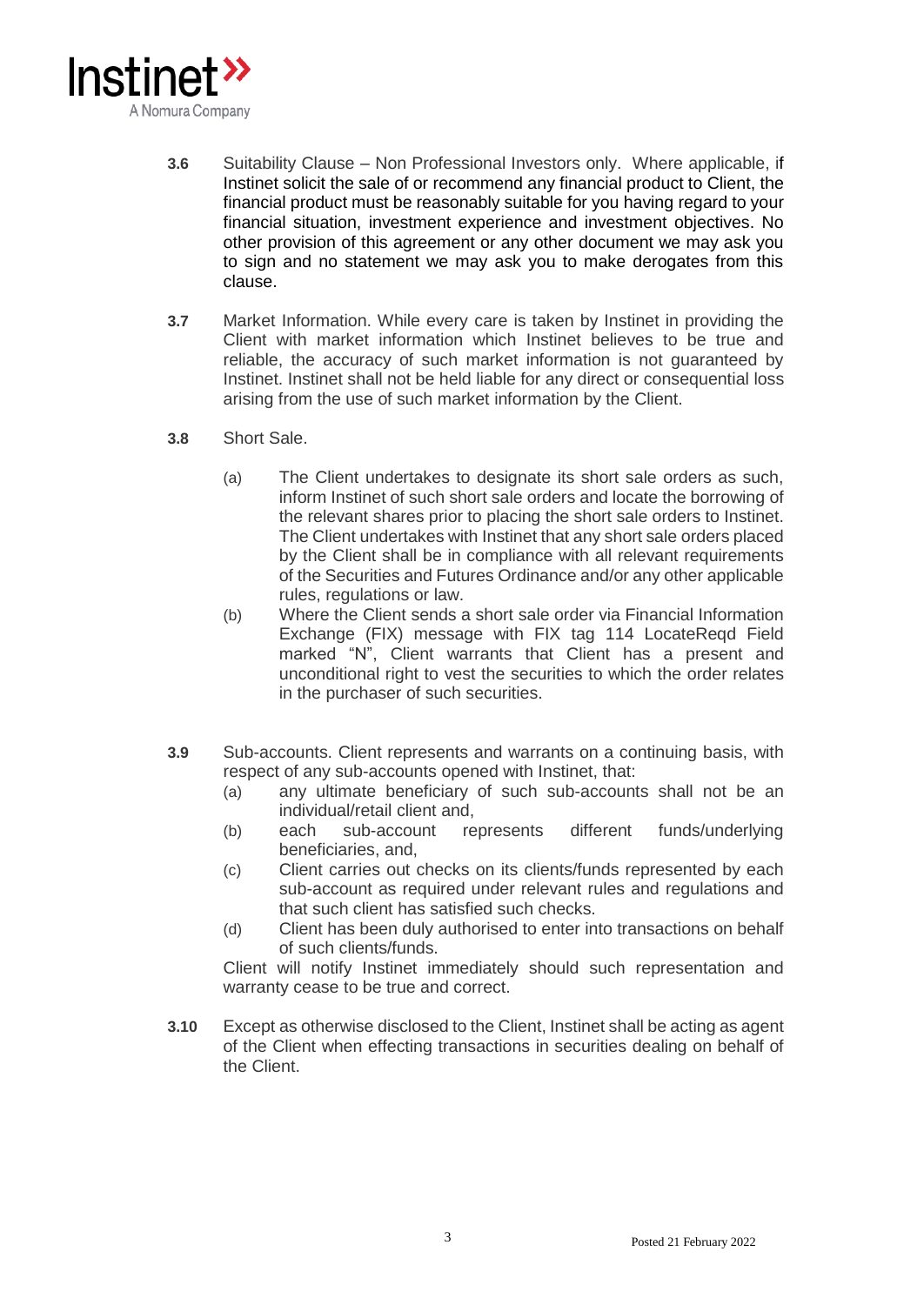**3.6** Suitability Clause – Non Professional Investors only. Where applicable, if Instinet solicit the sale of or recommend any financial product to Client, the financial product must be reasonably suitable for you having regard to your financial situation, investment experience and investment objectives. No other provision of this agreement or any other document we may ask you to sign and no statement we may ask you to make derogates from this clause.

**3.7** Market Information. While every care is taken by Instinet in providing the Client with market information which Instinet believes to be true and reliable, the accuracy of such market information is not guaranteed by Instinet. Instinet shall not be held liable for any direct or consequential loss arising from the use of such market information by the Client.

**3.8** Short Sale.

(a) The Client undertakes to designate its short sale orders as such, inform Instinet of such short sale orders and locate the borrowing of the relevant shares prior to placing the short sale orders to Instinet. The Client undertakes with Instinet that any short sale orders placed by the Client shall be in compliance with all relevant requirements of the Securities and Futures Ordinance and/or any other applicable rules, regulations or law.

(b) Where the Client sends a short sale order via Financial Information Exchange (FIX) message with FIX tag 114 LocateReqd Field marked "N", Client warrants that Client has a present and unconditional right to vest the securities to which the order relates in the purchaser of such securities.

**3.9** Sub-accounts. Client represents and warrants on a continuing basis, with respect of any sub-accounts opened with Instinet, that:

(a) any ultimate beneficiary of such sub-accounts shall not be an individual/retail client and,

(b) each sub-account represents different funds/underlying beneficiaries, and,

(c) Client carries out checks on its clients/funds represented by each sub-account as required under relevant rules and regulations and that such client has satisfied such checks.

(d) Client has been duly authorised to enter into transactions on behalf of such clients/funds.

Client will notify Instinet immediately should such representation and warranty cease to be true and correct.

**3.10** Except as otherwise disclosed to the Client, Instinet shall be acting as agent of the Client when effecting transactions in securities dealing on behalf of the Client.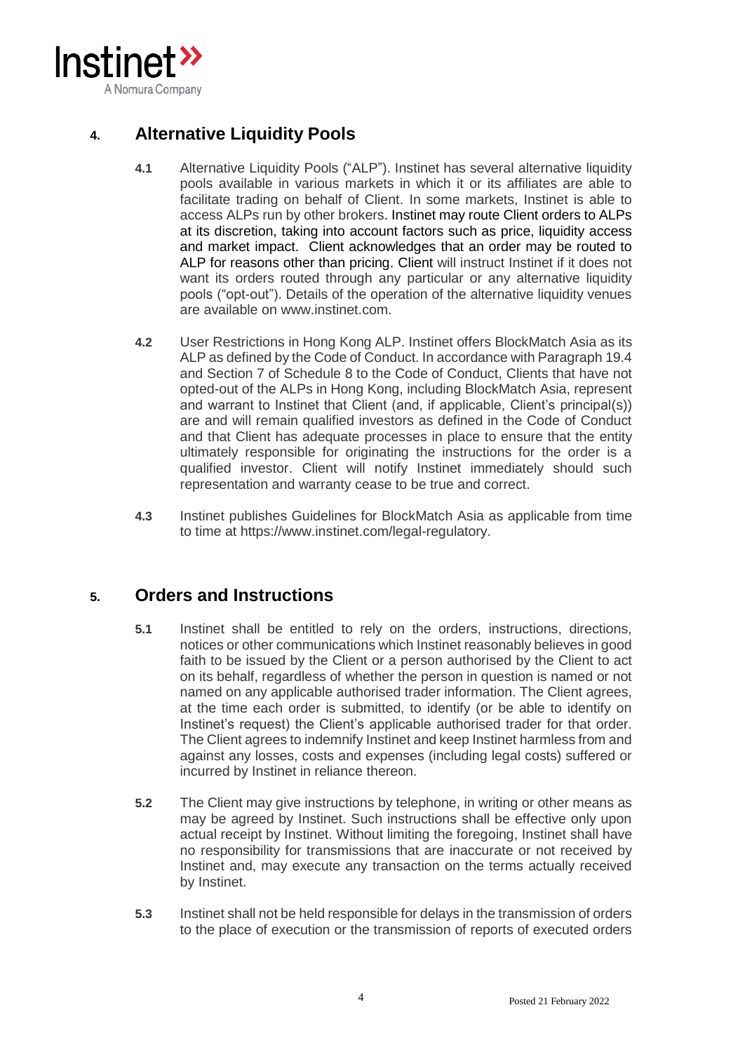## 4. Alternative Liquidity Pools

**4.1** Alternative Liquidity Pools ("ALP"). Instinet has several alternative liquidity pools available in various markets in which it or its affiliates are able to facilitate trading on behalf of Client. In some markets, Instinet is able to access ALPs run by other brokers. Instinet may route Client orders to ALPs at its discretion, taking into account factors such as price, liquidity access and market impact. Client acknowledges that an order may be routed to ALP for reasons other than pricing. Client will instruct Instinet if it does not want its orders routed through any particular or any alternative liquidity pools ("opt-out"). Details of the operation of the alternative liquidity venues are available on www.instinet.com.

**4.2** User Restrictions in Hong Kong ALP. Instinet offers BlockMatch Asia as its ALP as defined by the Code of Conduct. In accordance with Paragraph 19.4 and Section 7 of Schedule 8 to the Code of Conduct, Clients that have not opted-out of the ALPs in Hong Kong, including BlockMatch Asia, represent and warrant to Instinet that Client (and, if applicable, Client's principal(s)) are and will remain qualified investors as defined in the Code of Conduct and that Client has adequate processes in place to ensure that the entity ultimately responsible for originating the instructions for the order is a qualified investor. Client will notify Instinet immediately should such representation and warranty cease to be true and correct.

**4.3** Instinet publishes Guidelines for BlockMatch Asia as applicable from time to time at https://www.instinet.com/legal-regulatory.

## 5. Orders and Instructions

**5.1** Instinet shall be entitled to rely on the orders, instructions, directions, notices or other communications which Instinet reasonably believes in good faith to be issued by the Client or a person authorised by the Client to act on its behalf, regardless of whether the person in question is named or not named on any applicable authorised trader information. The Client agrees, at the time each order is submitted, to identify (or be able to identify on Instinet's request) the Client's applicable authorised trader for that order. The Client agrees to indemnify Instinet and keep Instinet harmless from and against any losses, costs and expenses (including legal costs) suffered or incurred by Instinet in reliance thereon.

**5.2** The Client may give instructions by telephone, in writing or other means as may be agreed by Instinet. Such instructions shall be effective only upon actual receipt by Instinet. Without limiting the foregoing, Instinet shall have no responsibility for transmissions that are inaccurate or not received by Instinet and, may execute any transaction on the terms actually received by Instinet.

**5.3** Instinet shall not be held responsible for delays in the transmission of orders to the place of execution or the transmission of reports of executed orders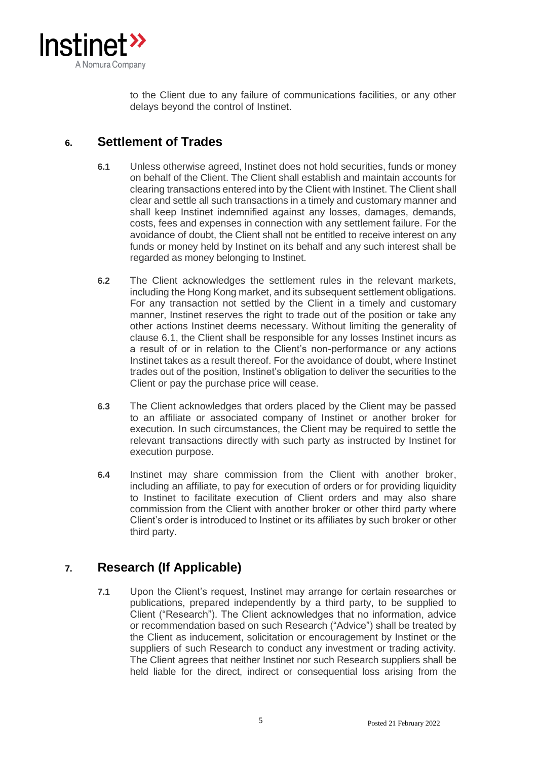to the Client due to any failure of communications facilities, or any other delays beyond the control of Instinet.

## 6. Settlement of Trades

**6.1** Unless otherwise agreed, Instinet does not hold securities, funds or money on behalf of the Client. The Client shall establish and maintain accounts for clearing transactions entered into by the Client with Instinet. The Client shall clear and settle all such transactions in a timely and customary manner and shall keep Instinet indemnified against any losses, damages, demands, costs, fees and expenses in connection with any settlement failure. For the avoidance of doubt, the Client shall not be entitled to receive interest on any funds or money held by Instinet on its behalf and any such interest shall be regarded as money belonging to Instinet.

**6.2** The Client acknowledges the settlement rules in the relevant markets, including the Hong Kong market, and its subsequent settlement obligations. For any transaction not settled by the Client in a timely and customary manner, Instinet reserves the right to trade out of the position or take any other actions Instinet deems necessary. Without limiting the generality of clause 6.1, the Client shall be responsible for any losses Instinet incurs as a result of or in relation to the Client's non-performance or any actions Instinet takes as a result thereof. For the avoidance of doubt, where Instinet trades out of the position, Instinet's obligation to deliver the securities to the Client or pay the purchase price will cease.

**6.3** The Client acknowledges that orders placed by the Client may be passed to an affiliate or associated company of Instinet or another broker for execution. In such circumstances, the Client may be required to settle the relevant transactions directly with such party as instructed by Instinet for execution purpose.

**6.4** Instinet may share commission from the Client with another broker, including an affiliate, to pay for execution of orders or for providing liquidity to Instinet to facilitate execution of Client orders and may also share commission from the Client with another broker or other third party where Client's order is introduced to Instinet or its affiliates by such broker or other third party.

## 7. Research (If Applicable)

**7.1** Upon the Client's request, Instinet may arrange for certain researches or publications, prepared independently by a third party, to be supplied to Client ("Research"). The Client acknowledges that no information, advice or recommendation based on such Research ("Advice") shall be treated by the Client as inducement, solicitation or encouragement by Instinet or the suppliers of such Research to conduct any investment or trading activity. The Client agrees that neither Instinet nor such Research suppliers shall be held liable for the direct, indirect or consequential loss arising from the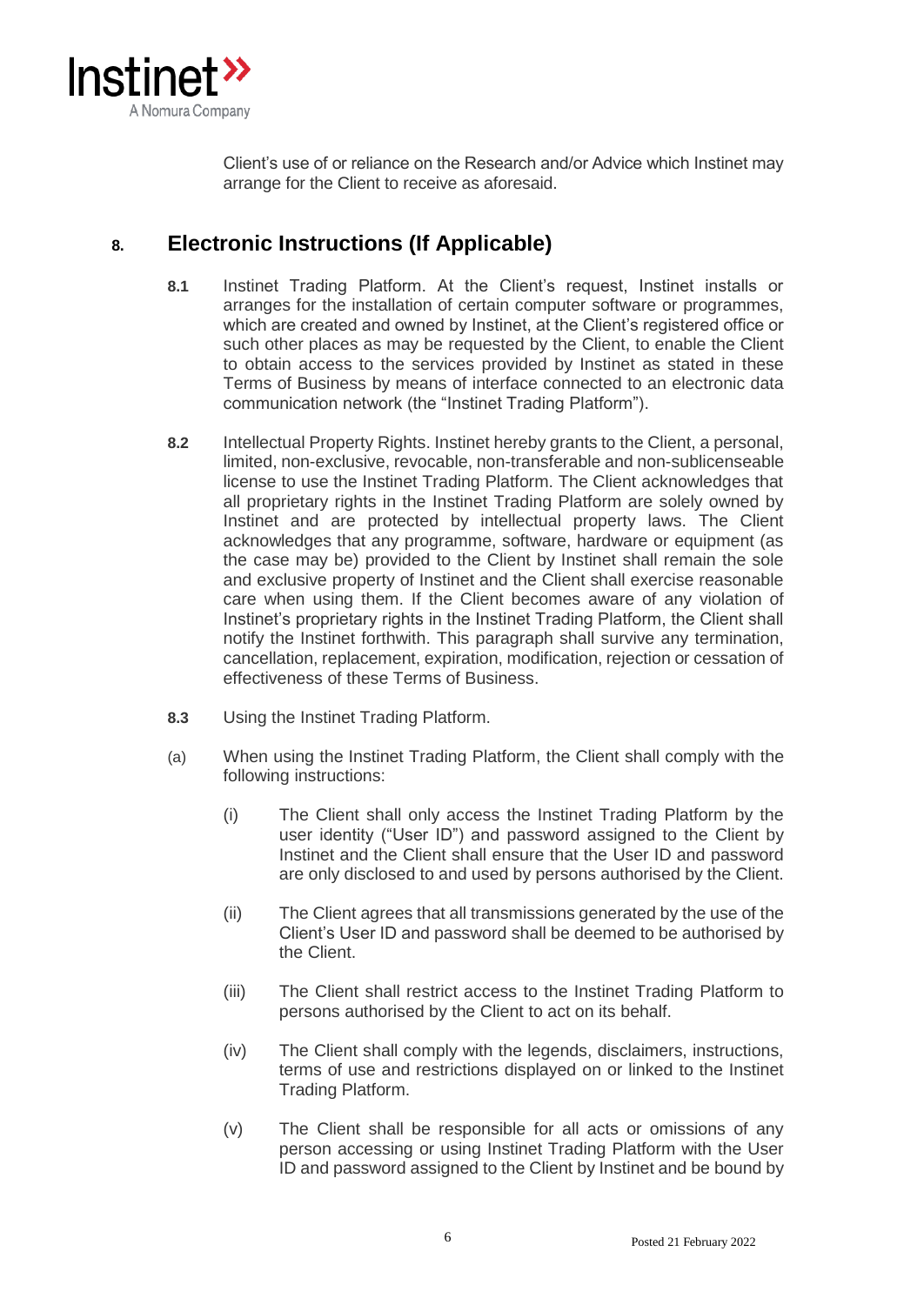Client's use of or reliance on the Research and/or Advice which Instinet may arrange for the Client to receive as aforesaid.

## 8. Electronic Instructions (If Applicable)

**8.1** Instinet Trading Platform. At the Client's request, Instinet installs or arranges for the installation of certain computer software or programmes, which are created and owned by Instinet, at the Client's registered office or such other places as may be requested by the Client, to enable the Client to obtain access to the services provided by Instinet as stated in these Terms of Business by means of interface connected to an electronic data communication network (the "Instinet Trading Platform").

**8.2** Intellectual Property Rights. Instinet hereby grants to the Client, a personal, limited, non-exclusive, revocable, non-transferable and non-sublicenseable license to use the Instinet Trading Platform. The Client acknowledges that all proprietary rights in the Instinet Trading Platform are solely owned by Instinet and are protected by intellectual property laws. The Client acknowledges that any programme, software, hardware or equipment (as the case may be) provided to the Client by Instinet shall remain the sole and exclusive property of Instinet and the Client shall exercise reasonable care when using them. If the Client becomes aware of any violation of Instinet's proprietary rights in the Instinet Trading Platform, the Client shall notify the Instinet forthwith. This paragraph shall survive any termination, cancellation, replacement, expiration, modification, rejection or cessation of effectiveness of these Terms of Business.

**8.3** Using the Instinet Trading Platform.

(a) When using the Instinet Trading Platform, the Client shall comply with the following instructions:

(i) The Client shall only access the Instinet Trading Platform by the user identity ("User ID") and password assigned to the Client by Instinet and the Client shall ensure that the User ID and password are only disclosed to and used by persons authorised by the Client.

(ii) The Client agrees that all transmissions generated by the use of the Client's User ID and password shall be deemed to be authorised by the Client.

(iii) The Client shall restrict access to the Instinet Trading Platform to persons authorised by the Client to act on its behalf.

(iv) The Client shall comply with the legends, disclaimers, instructions, terms of use and restrictions displayed on or linked to the Instinet Trading Platform.

(v) The Client shall be responsible for all acts or omissions of any person accessing or using Instinet Trading Platform with the User ID and password assigned to the Client by Instinet and be bound by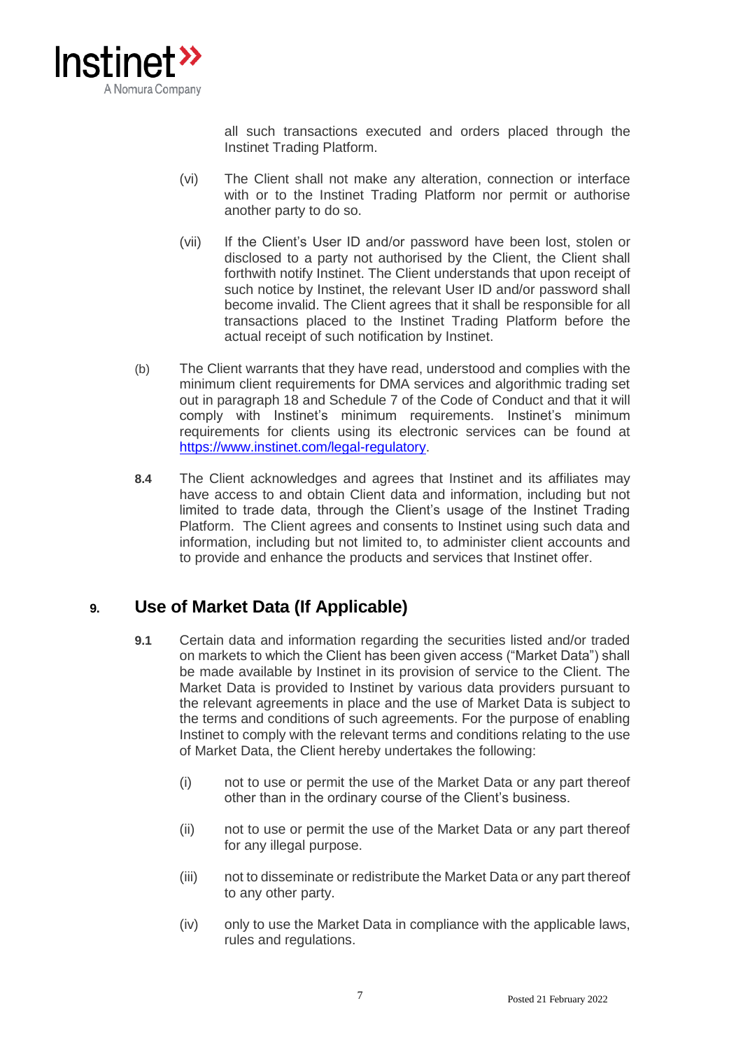all such transactions executed and orders placed through the Instinet Trading Platform.

(vi) The Client shall not make any alteration, connection or interface with or to the Instinet Trading Platform nor permit or authorise another party to do so.

(vii) If the Client's User ID and/or password have been lost, stolen or disclosed to a party not authorised by the Client, the Client shall forthwith notify Instinet. The Client understands that upon receipt of such notice by Instinet, the relevant User ID and/or password shall become invalid. The Client agrees that it shall be responsible for all transactions placed to the Instinet Trading Platform before the actual receipt of such notification by Instinet.

(b) The Client warrants that they have read, understood and complies with the minimum client requirements for DMA services and algorithmic trading set out in paragraph 18 and Schedule 7 of the Code of Conduct and that it will comply with Instinet's minimum requirements. Instinet's minimum requirements for clients using its electronic services can be found at https://www.instinet.com/legal-regulatory.

**8.4** The Client acknowledges and agrees that Instinet and its affiliates may have access to and obtain Client data and information, including but not limited to trade data, through the Client's usage of the Instinet Trading Platform. The Client agrees and consents to Instinet using such data and information, including but not limited to, to administer client accounts and to provide and enhance the products and services that Instinet offer.

## 9. Use of Market Data (If Applicable)

**9.1** Certain data and information regarding the securities listed and/or traded on markets to which the Client has been given access ("Market Data") shall be made available by Instinet in its provision of service to the Client. The Market Data is provided to Instinet by various data providers pursuant to the relevant agreements in place and the use of Market Data is subject to the terms and conditions of such agreements. For the purpose of enabling Instinet to comply with the relevant terms and conditions relating to the use of Market Data, the Client hereby undertakes the following:

(i) not to use or permit the use of the Market Data or any part thereof other than in the ordinary course of the Client's business.

(ii) not to use or permit the use of the Market Data or any part thereof for any illegal purpose.

(iii) not to disseminate or redistribute the Market Data or any part thereof to any other party.

(iv) only to use the Market Data in compliance with the applicable laws, rules and regulations.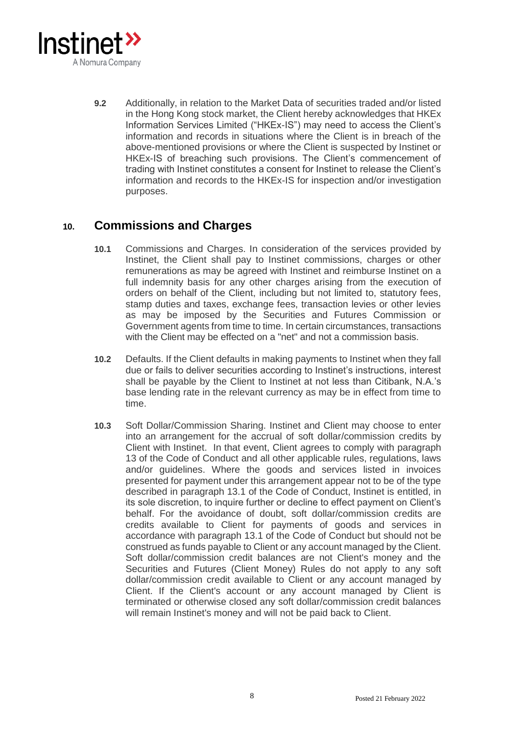**9.2** Additionally, in relation to the Market Data of securities traded and/or listed in the Hong Kong stock market, the Client hereby acknowledges that HKEx Information Services Limited ("HKEx-IS") may need to access the Client's information and records in situations where the Client is in breach of the above-mentioned provisions or where the Client is suspected by Instinet or HKEx-IS of breaching such provisions. The Client's commencement of trading with Instinet constitutes a consent for Instinet to release the Client's information and records to the HKEx-IS for inspection and/or investigation purposes.

## 10. Commissions and Charges

**10.1** Commissions and Charges. In consideration of the services provided by Instinet, the Client shall pay to Instinet commissions, charges or other remunerations as may be agreed with Instinet and reimburse Instinet on a full indemnity basis for any other charges arising from the execution of orders on behalf of the Client, including but not limited to, statutory fees, stamp duties and taxes, exchange fees, transaction levies or other levies as may be imposed by the Securities and Futures Commission or Government agents from time to time. In certain circumstances, transactions with the Client may be effected on a "net" and not a commission basis.

**10.2** Defaults. If the Client defaults in making payments to Instinet when they fall due or fails to deliver securities according to Instinet's instructions, interest shall be payable by the Client to Instinet at not less than Citibank, N.A.'s base lending rate in the relevant currency as may be in effect from time to time.

**10.3** Soft Dollar/Commission Sharing. Instinet and Client may choose to enter into an arrangement for the accrual of soft dollar/commission credits by Client with Instinet. In that event, Client agrees to comply with paragraph 13 of the Code of Conduct and all other applicable rules, regulations, laws and/or guidelines. Where the goods and services listed in invoices presented for payment under this arrangement appear not to be of the type described in paragraph 13.1 of the Code of Conduct, Instinet is entitled, in its sole discretion, to inquire further or decline to effect payment on Client's behalf. For the avoidance of doubt, soft dollar/commission credits are credits available to Client for payments of goods and services in accordance with paragraph 13.1 of the Code of Conduct but should not be construed as funds payable to Client or any account managed by the Client. Soft dollar/commission credit balances are not Client's money and the Securities and Futures (Client Money) Rules do not apply to any soft dollar/commission credit available to Client or any account managed by Client. If the Client's account or any account managed by Client is terminated or otherwise closed any soft dollar/commission credit balances will remain Instinet's money and will not be paid back to Client.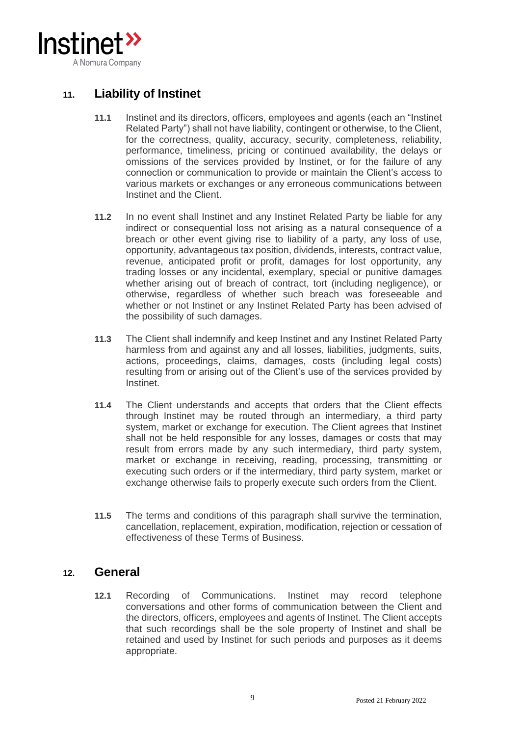## 11. Liability of Instinet

**11.1** Instinet and its directors, officers, employees and agents (each an "Instinet Related Party") shall not have liability, contingent or otherwise, to the Client, for the correctness, quality, accuracy, security, completeness, reliability, performance, timeliness, pricing or continued availability, the delays or omissions of the services provided by Instinet, or for the failure of any connection or communication to provide or maintain the Client's access to various markets or exchanges or any erroneous communications between Instinet and the Client.

**11.2** In no event shall Instinet and any Instinet Related Party be liable for any indirect or consequential loss not arising as a natural consequence of a breach or other event giving rise to liability of a party, any loss of use, opportunity, advantageous tax position, dividends, interests, contract value, revenue, anticipated profit or profit, damages for lost opportunity, any trading losses or any incidental, exemplary, special or punitive damages whether arising out of breach of contract, tort (including negligence), or otherwise, regardless of whether such breach was foreseeable and whether or not Instinet or any Instinet Related Party has been advised of the possibility of such damages.

**11.3** The Client shall indemnify and keep Instinet and any Instinet Related Party harmless from and against any and all losses, liabilities, judgments, suits, actions, proceedings, claims, damages, costs (including legal costs) resulting from or arising out of the Client's use of the services provided by Instinet.

**11.4** The Client understands and accepts that orders that the Client effects through Instinet may be routed through an intermediary, a third party system, market or exchange for execution. The Client agrees that Instinet shall not be held responsible for any losses, damages or costs that may result from errors made by any such intermediary, third party system, market or exchange in receiving, reading, processing, transmitting or executing such orders or if the intermediary, third party system, market or exchange otherwise fails to properly execute such orders from the Client.

**11.5** The terms and conditions of this paragraph shall survive the termination, cancellation, replacement, expiration, modification, rejection or cessation of effectiveness of these Terms of Business.

## 12. General

**12.1** Recording of Communications. Instinet may record telephone conversations and other forms of communication between the Client and the directors, officers, employees and agents of Instinet. The Client accepts that such recordings shall be the sole property of Instinet and shall be retained and used by Instinet for such periods and purposes as it deems appropriate.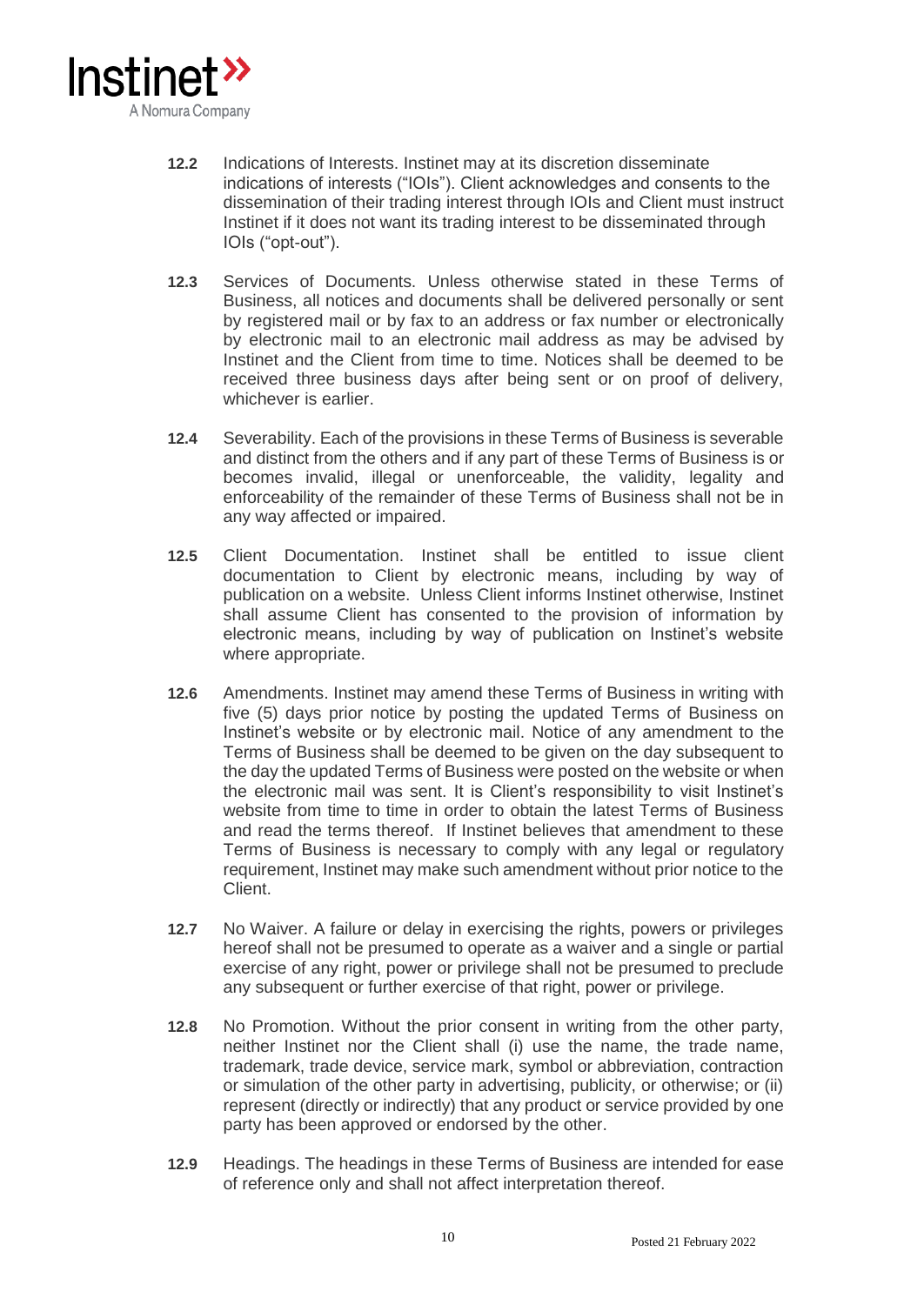**12.2** Indications of Interests. Instinet may at its discretion disseminate indications of interests ("IOIs"). Client acknowledges and consents to the dissemination of their trading interest through IOIs and Client must instruct Instinet if it does not want its trading interest to be disseminated through IOIs ("opt-out").

**12.3** Services of Documents. Unless otherwise stated in these Terms of Business, all notices and documents shall be delivered personally or sent by registered mail or by fax to an address or fax number or electronically by electronic mail to an electronic mail address as may be advised by Instinet and the Client from time to time. Notices shall be deemed to be received three business days after being sent or on proof of delivery, whichever is earlier.

**12.4** Severability. Each of the provisions in these Terms of Business is severable and distinct from the others and if any part of these Terms of Business is or becomes invalid, illegal or unenforceable, the validity, legality and enforceability of the remainder of these Terms of Business shall not be in any way affected or impaired.

**12.5** Client Documentation. Instinet shall be entitled to issue client documentation to Client by electronic means, including by way of publication on a website. Unless Client informs Instinet otherwise, Instinet shall assume Client has consented to the provision of information by electronic means, including by way of publication on Instinet's website where appropriate.

**12.6** Amendments. Instinet may amend these Terms of Business in writing with five (5) days prior notice by posting the updated Terms of Business on Instinet's website or by electronic mail. Notice of any amendment to the Terms of Business shall be deemed to be given on the day subsequent to the day the updated Terms of Business were posted on the website or when the electronic mail was sent. It is Client's responsibility to visit Instinet's website from time to time in order to obtain the latest Terms of Business and read the terms thereof. If Instinet believes that amendment to these Terms of Business is necessary to comply with any legal or regulatory requirement, Instinet may make such amendment without prior notice to the Client.

**12.7** No Waiver. A failure or delay in exercising the rights, powers or privileges hereof shall not be presumed to operate as a waiver and a single or partial exercise of any right, power or privilege shall not be presumed to preclude any subsequent or further exercise of that right, power or privilege.

**12.8** No Promotion. Without the prior consent in writing from the other party, neither Instinet nor the Client shall (i) use the name, the trade name, trademark, trade device, service mark, symbol or abbreviation, contraction or simulation of the other party in advertising, publicity, or otherwise; or (ii) represent (directly or indirectly) that any product or service provided by one party has been approved or endorsed by the other.

**12.9** Headings. The headings in these Terms of Business are intended for ease of reference only and shall not affect interpretation thereof.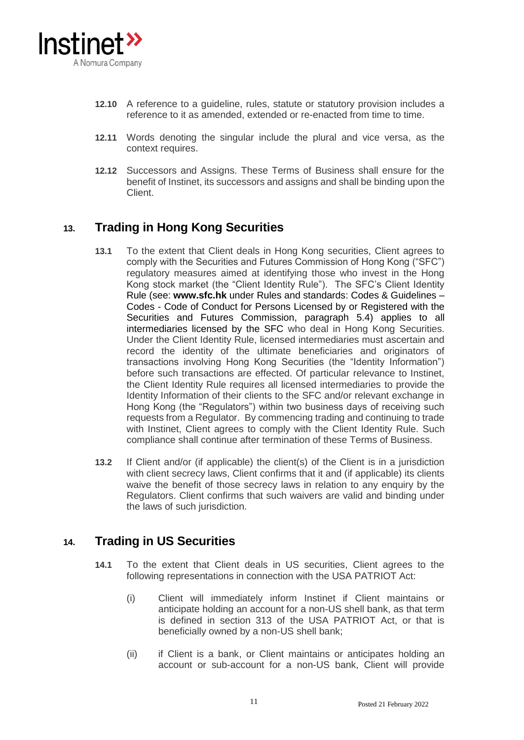**12.10** A reference to a guideline, rules, statute or statutory provision includes a reference to it as amended, extended or re-enacted from time to time.

**12.11** Words denoting the singular include the plural and vice versa, as the context requires.

**12.12** Successors and Assigns. These Terms of Business shall ensure for the benefit of Instinet, its successors and assigns and shall be binding upon the Client.

## 13. Trading in Hong Kong Securities

**13.1** To the extent that Client deals in Hong Kong securities, Client agrees to comply with the Securities and Futures Commission of Hong Kong ("SFC") regulatory measures aimed at identifying those who invest in the Hong Kong stock market (the "Client Identity Rule"). The SFC's Client Identity Rule (see: **www.sfc.hk** under Rules and standards: Codes & Guidelines – Codes - Code of Conduct for Persons Licensed by or Registered with the Securities and Futures Commission, paragraph 5.4) applies to all intermediaries licensed by the SFC who deal in Hong Kong Securities. Under the Client Identity Rule, licensed intermediaries must ascertain and record the identity of the ultimate beneficiaries and originators of transactions involving Hong Kong Securities (the "Identity Information") before such transactions are effected. Of particular relevance to Instinet, the Client Identity Rule requires all licensed intermediaries to provide the Identity Information of their clients to the SFC and/or relevant exchange in Hong Kong (the "Regulators") within two business days of receiving such requests from a Regulator. By commencing trading and continuing to trade with Instinet, Client agrees to comply with the Client Identity Rule. Such compliance shall continue after termination of these Terms of Business.

**13.2** If Client and/or (if applicable) the client(s) of the Client is in a jurisdiction with client secrecy laws, Client confirms that it and (if applicable) its clients waive the benefit of those secrecy laws in relation to any enquiry by the Regulators. Client confirms that such waivers are valid and binding under the laws of such jurisdiction.

## 14. Trading in US Securities

**14.1** To the extent that Client deals in US securities, Client agrees to the following representations in connection with the USA PATRIOT Act:

(i) Client will immediately inform Instinet if Client maintains or anticipate holding an account for a non-US shell bank, as that term is defined in section 313 of the USA PATRIOT Act, or that is beneficially owned by a non-US shell bank;

(ii) if Client is a bank, or Client maintains or anticipates holding an account or sub-account for a non-US bank, Client will provide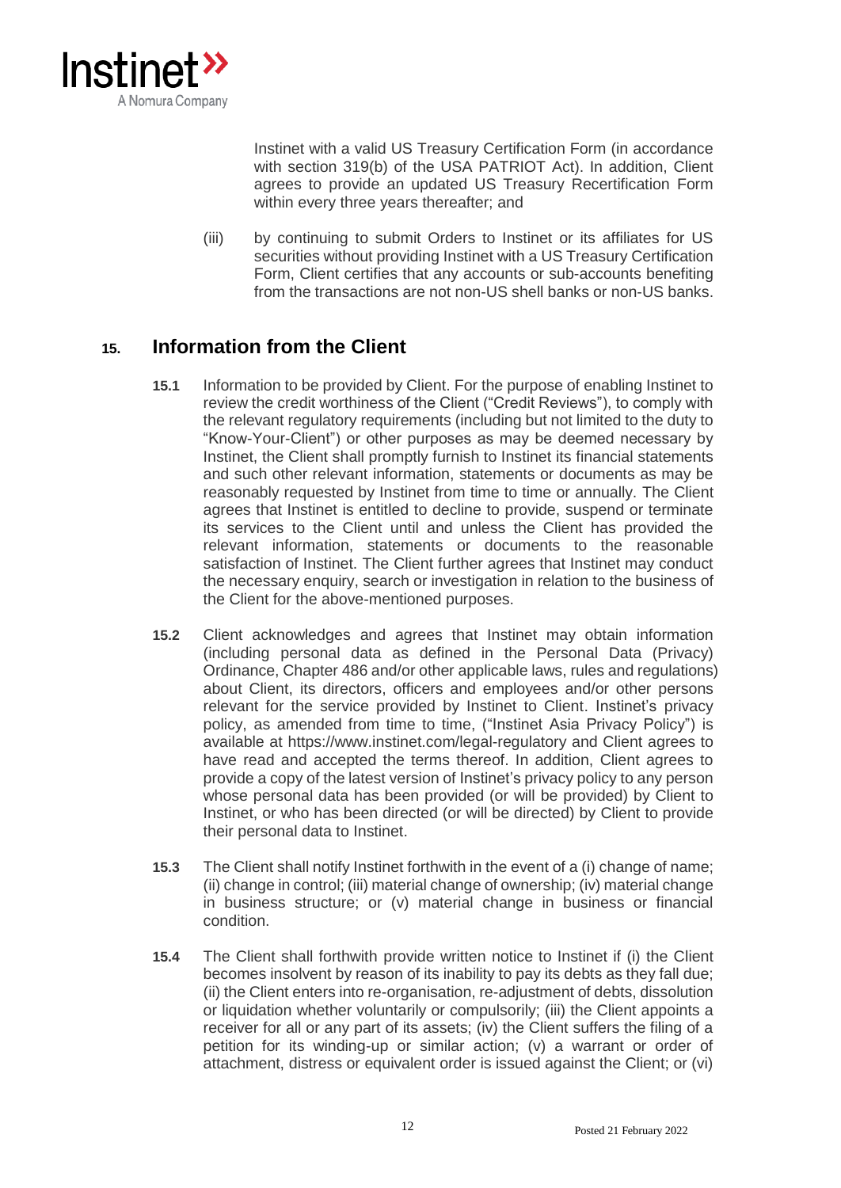Instinet with a valid US Treasury Certification Form (in accordance with section 319(b) of the USA PATRIOT Act). In addition, Client agrees to provide an updated US Treasury Recertification Form within every three years thereafter; and

(iii) by continuing to submit Orders to Instinet or its affiliates for US securities without providing Instinet with a US Treasury Certification Form, Client certifies that any accounts or sub-accounts benefiting from the transactions are not non-US shell banks or non-US banks.

## 15. Information from the Client

**15.1** Information to be provided by Client. For the purpose of enabling Instinet to review the credit worthiness of the Client ("Credit Reviews"), to comply with the relevant regulatory requirements (including but not limited to the duty to "Know-Your-Client") or other purposes as may be deemed necessary by Instinet, the Client shall promptly furnish to Instinet its financial statements and such other relevant information, statements or documents as may be reasonably requested by Instinet from time to time or annually. The Client agrees that Instinet is entitled to decline to provide, suspend or terminate its services to the Client until and unless the Client has provided the relevant information, statements or documents to the reasonable satisfaction of Instinet. The Client further agrees that Instinet may conduct the necessary enquiry, search or investigation in relation to the business of the Client for the above-mentioned purposes.

**15.2** Client acknowledges and agrees that Instinet may obtain information (including personal data as defined in the Personal Data (Privacy) Ordinance, Chapter 486 and/or other applicable laws, rules and regulations) about Client, its directors, officers and employees and/or other persons relevant for the service provided by Instinet to Client. Instinet's privacy policy, as amended from time to time, ("Instinet Asia Privacy Policy") is available at https://www.instinet.com/legal-regulatory and Client agrees to have read and accepted the terms thereof. In addition, Client agrees to provide a copy of the latest version of Instinet's privacy policy to any person whose personal data has been provided (or will be provided) by Client to Instinet, or who has been directed (or will be directed) by Client to provide their personal data to Instinet.

**15.3** The Client shall notify Instinet forthwith in the event of a (i) change of name; (ii) change in control; (iii) material change of ownership; (iv) material change in business structure; or (v) material change in business or financial condition.

**15.4** The Client shall forthwith provide written notice to Instinet if (i) the Client becomes insolvent by reason of its inability to pay its debts as they fall due; (ii) the Client enters into re-organisation, re-adjustment of debts, dissolution or liquidation whether voluntarily or compulsorily; (iii) the Client appoints a receiver for all or any part of its assets; (iv) the Client suffers the filing of a petition for its winding-up or similar action; (v) a warrant or order of attachment, distress or equivalent order is issued against the Client; or (vi)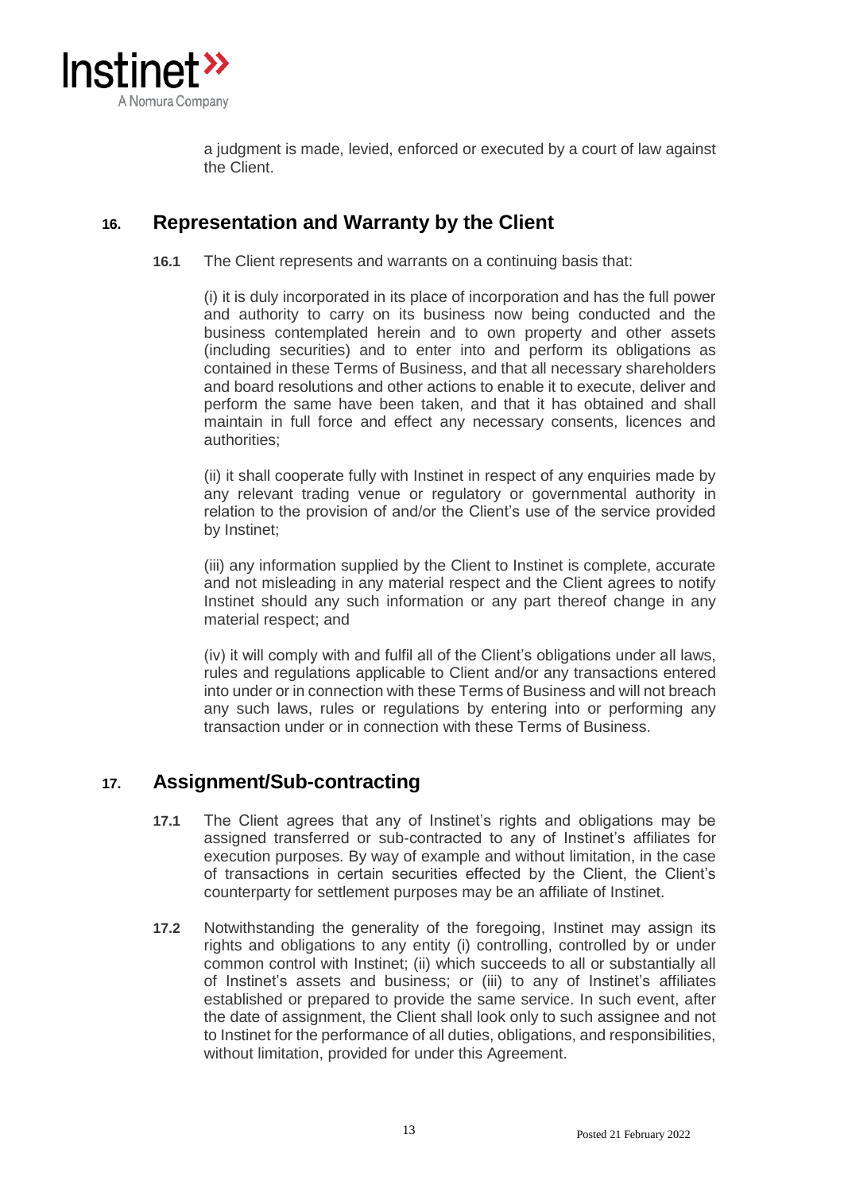a judgment is made, levied, enforced or executed by a court of law against the Client.

## 16. Representation and Warranty by the Client

**16.1** The Client represents and warrants on a continuing basis that:

(i) it is duly incorporated in its place of incorporation and has the full power and authority to carry on its business now being conducted and the business contemplated herein and to own property and other assets (including securities) and to enter into and perform its obligations as contained in these Terms of Business, and that all necessary shareholders and board resolutions and other actions to enable it to execute, deliver and perform the same have been taken, and that it has obtained and shall maintain in full force and effect any necessary consents, licences and authorities;

(ii) it shall cooperate fully with Instinet in respect of any enquiries made by any relevant trading venue or regulatory or governmental authority in relation to the provision of and/or the Client's use of the service provided by Instinet;

(iii) any information supplied by the Client to Instinet is complete, accurate and not misleading in any material respect and the Client agrees to notify Instinet should any such information or any part thereof change in any material respect; and

(iv) it will comply with and fulfil all of the Client's obligations under all laws, rules and regulations applicable to Client and/or any transactions entered into under or in connection with these Terms of Business and will not breach any such laws, rules or regulations by entering into or performing any transaction under or in connection with these Terms of Business.

## 17. Assignment/Sub-contracting

**17.1** The Client agrees that any of Instinet's rights and obligations may be assigned transferred or sub-contracted to any of Instinet's affiliates for execution purposes. By way of example and without limitation, in the case of transactions in certain securities effected by the Client, the Client's counterparty for settlement purposes may be an affiliate of Instinet.

**17.2** Notwithstanding the generality of the foregoing, Instinet may assign its rights and obligations to any entity (i) controlling, controlled by or under common control with Instinet; (ii) which succeeds to all or substantially all of Instinet's assets and business; or (iii) to any of Instinet's affiliates established or prepared to provide the same service. In such event, after the date of assignment, the Client shall look only to such assignee and not to Instinet for the performance of all duties, obligations, and responsibilities, without limitation, provided for under this Agreement.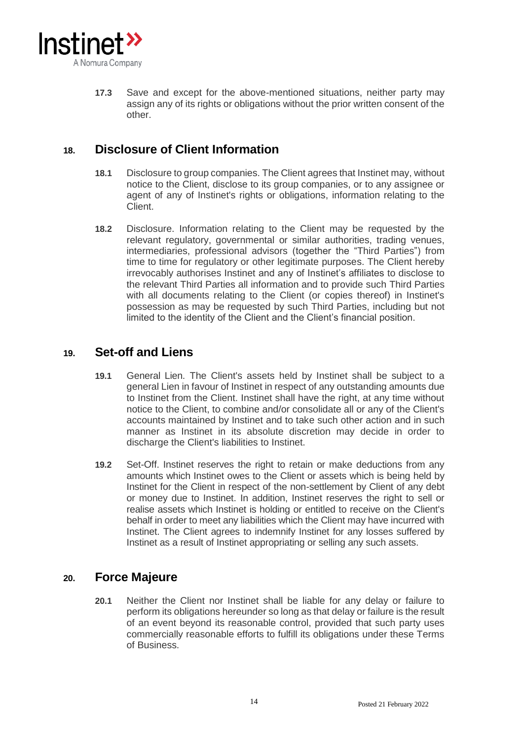**17.3** Save and except for the above-mentioned situations, neither party may assign any of its rights or obligations without the prior written consent of the other.

## 18. Disclosure of Client Information

**18.1** Disclosure to group companies. The Client agrees that Instinet may, without notice to the Client, disclose to its group companies, or to any assignee or agent of any of Instinet's rights or obligations, information relating to the Client.

**18.2** Disclosure. Information relating to the Client may be requested by the relevant regulatory, governmental or similar authorities, trading venues, intermediaries, professional advisors (together the "Third Parties") from time to time for regulatory or other legitimate purposes. The Client hereby irrevocably authorises Instinet and any of Instinet's affiliates to disclose to the relevant Third Parties all information and to provide such Third Parties with all documents relating to the Client (or copies thereof) in Instinet's possession as may be requested by such Third Parties, including but not limited to the identity of the Client and the Client's financial position.

## 19. Set-off and Liens

**19.1** General Lien. The Client's assets held by Instinet shall be subject to a general Lien in favour of Instinet in respect of any outstanding amounts due to Instinet from the Client. Instinet shall have the right, at any time without notice to the Client, to combine and/or consolidate all or any of the Client's accounts maintained by Instinet and to take such other action and in such manner as Instinet in its absolute discretion may decide in order to discharge the Client's liabilities to Instinet.

**19.2** Set-Off. Instinet reserves the right to retain or make deductions from any amounts which Instinet owes to the Client or assets which is being held by Instinet for the Client in respect of the non-settlement by Client of any debt or money due to Instinet. In addition, Instinet reserves the right to sell or realise assets which Instinet is holding or entitled to receive on the Client's behalf in order to meet any liabilities which the Client may have incurred with Instinet. The Client agrees to indemnify Instinet for any losses suffered by Instinet as a result of Instinet appropriating or selling any such assets.

## 20. Force Majeure

**20.1** Neither the Client nor Instinet shall be liable for any delay or failure to perform its obligations hereunder so long as that delay or failure is the result of an event beyond its reasonable control, provided that such party uses commercially reasonable efforts to fulfill its obligations under these Terms of Business.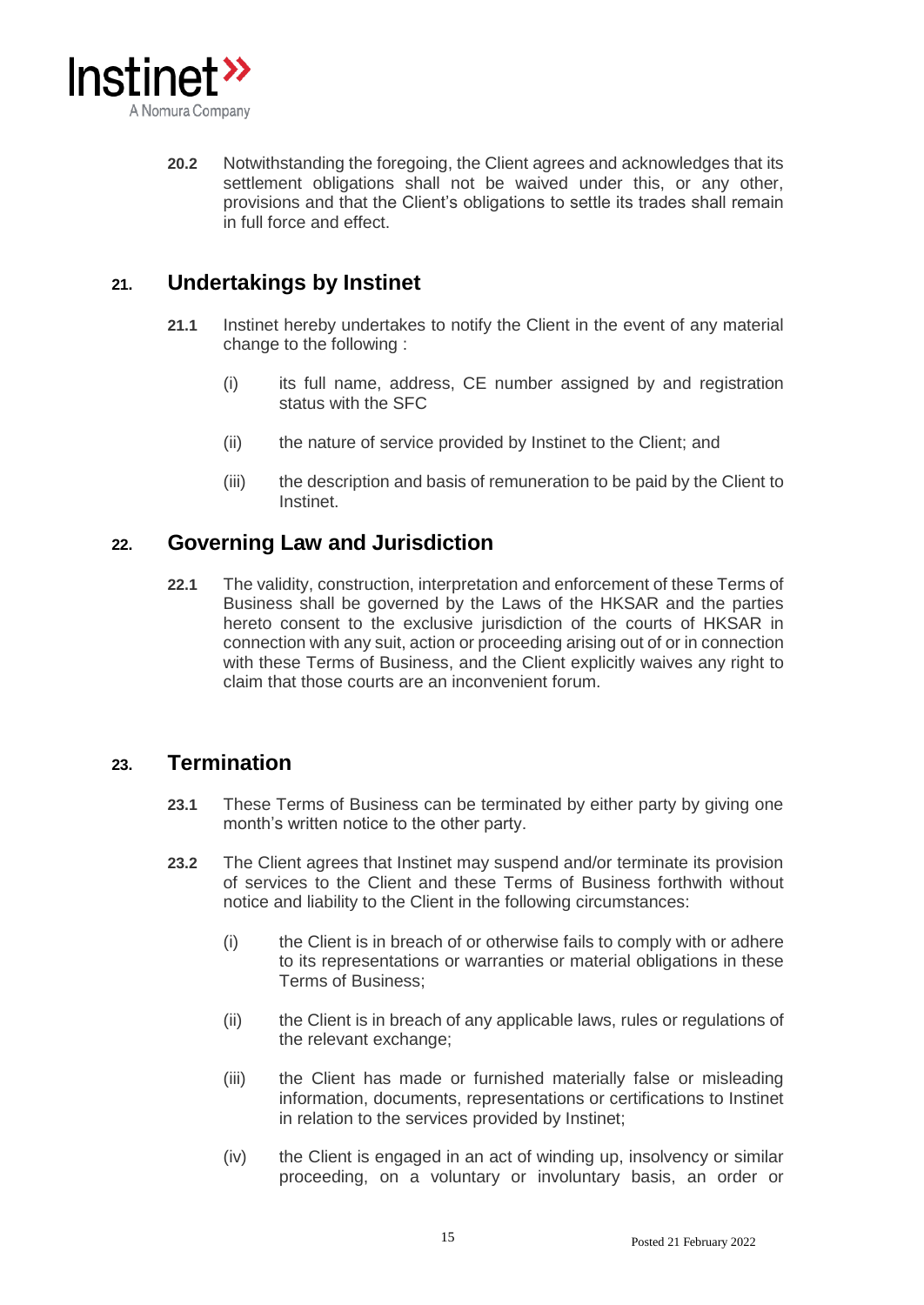**20.2** Notwithstanding the foregoing, the Client agrees and acknowledges that its settlement obligations shall not be waived under this, or any other, provisions and that the Client's obligations to settle its trades shall remain in full force and effect.

## 21. Undertakings by Instinet

**21.1** Instinet hereby undertakes to notify the Client in the event of any material change to the following :

(i) its full name, address, CE number assigned by and registration status with the SFC

(ii) the nature of service provided by Instinet to the Client; and

(iii) the description and basis of remuneration to be paid by the Client to Instinet.

## 22. Governing Law and Jurisdiction

**22.1** The validity, construction, interpretation and enforcement of these Terms of Business shall be governed by the Laws of the HKSAR and the parties hereto consent to the exclusive jurisdiction of the courts of HKSAR in connection with any suit, action or proceeding arising out of or in connection with these Terms of Business, and the Client explicitly waives any right to claim that those courts are an inconvenient forum.

## 23. Termination

**23.1** These Terms of Business can be terminated by either party by giving one month's written notice to the other party.

**23.2** The Client agrees that Instinet may suspend and/or terminate its provision of services to the Client and these Terms of Business forthwith without notice and liability to the Client in the following circumstances:

(i) the Client is in breach of or otherwise fails to comply with or adhere to its representations or warranties or material obligations in these Terms of Business;

(ii) the Client is in breach of any applicable laws, rules or regulations of the relevant exchange;

(iii) the Client has made or furnished materially false or misleading information, documents, representations or certifications to Instinet in relation to the services provided by Instinet;

(iv) the Client is engaged in an act of winding up, insolvency or similar proceeding, on a voluntary or involuntary basis, an order or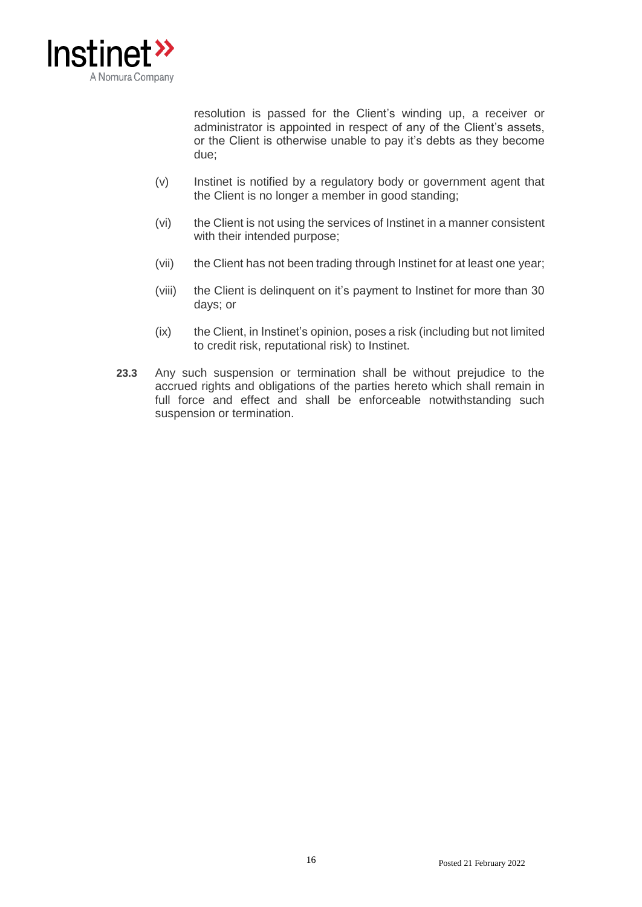resolution is passed for the Client's winding up, a receiver or administrator is appointed in respect of any of the Client's assets, or the Client is otherwise unable to pay it's debts as they become due;

(v) Instinet is notified by a regulatory body or government agent that the Client is no longer a member in good standing;

(vi) the Client is not using the services of Instinet in a manner consistent with their intended purpose;

(vii) the Client has not been trading through Instinet for at least one year;

(viii) the Client is delinquent on it's payment to Instinet for more than 30 days; or

(ix) the Client, in Instinet's opinion, poses a risk (including but not limited to credit risk, reputational risk) to Instinet.

**23.3** Any such suspension or termination shall be without prejudice to the accrued rights and obligations of the parties hereto which shall remain in full force and effect and shall be enforceable notwithstanding such suspension or termination.

Posted 21 February 2022